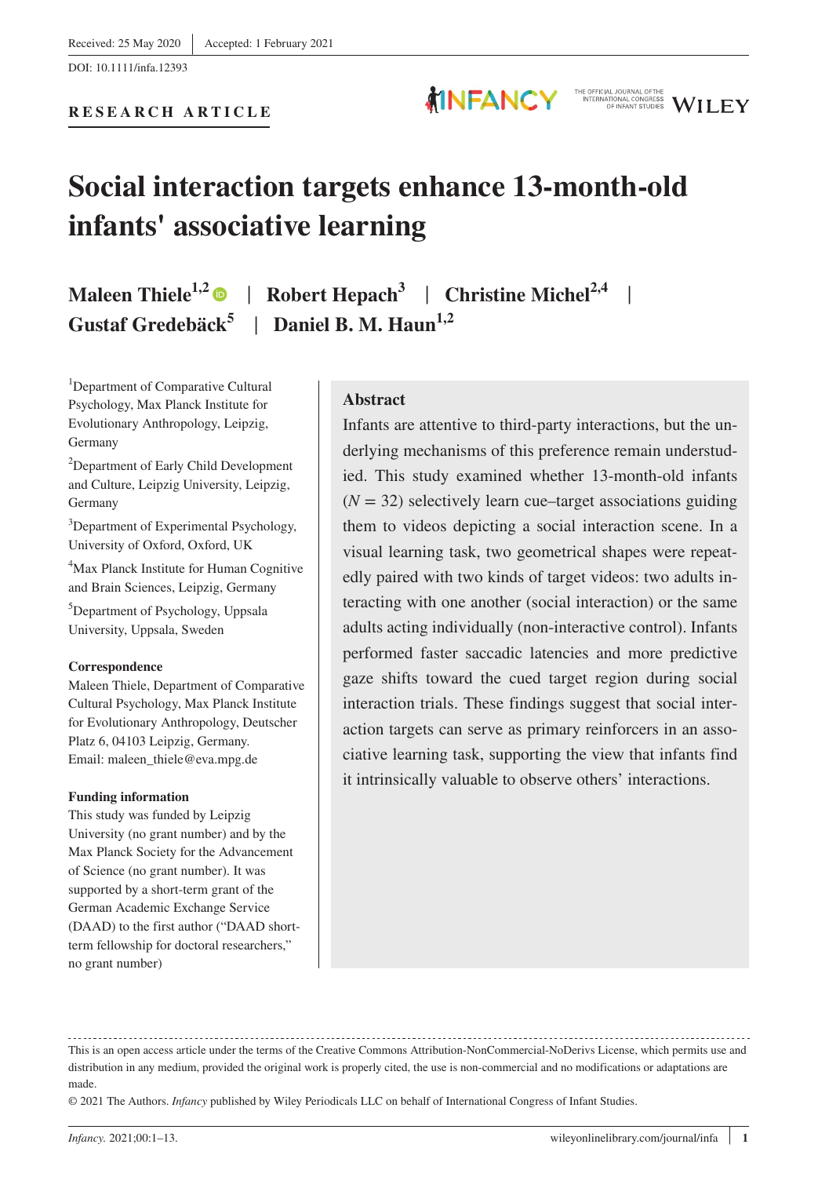Received: 25 May 2020 | Accepted: 1 February 2021

DOI: 10.1111/infa.12393

**RESEARCH ARTICLE**

# Social interaction targets enhance 13-month-old infants' associative learning

**Maleen Thiele**[1,2] | **Robert Hepach**[3] | **Christine Michel**[2,4] | **Gustaf Gredebäck**[5] | **Daniel B. M. Haun**[1,2]

[1]Department of Comparative Cultural Psychology, Max Planck Institute for Evolutionary Anthropology, Leipzig, Germany

[2]Department of Early Child Development and Culture, Leipzig University, Leipzig, Germany

[3]Department of Experimental Psychology, University of Oxford, Oxford, UK

[4]Max Planck Institute for Human Cognitive and Brain Sciences, Leipzig, Germany

[5]Department of Psychology, Uppsala University, Uppsala, Sweden

**Correspondence**

Maleen Thiele, Department of Comparative Cultural Psychology, Max Planck Institute for Evolutionary Anthropology, Deutscher Platz 6, 04103 Leipzig, Germany.
Email: maleen_thiele@eva.mpg.de

**Funding information**

This study was funded by Leipzig University (no grant number) and by the Max Planck Society for the Advancement of Science (no grant number). It was supported by a short-term grant of the German Academic Exchange Service (DAAD) to the first author ("DAAD short-term fellowship for doctoral researchers," no grant number)

## Abstract

Infants are attentive to third-party interactions, but the underlying mechanisms of this preference remain understudied. This study examined whether 13-month-old infants ($N = 32$) selectively learn cue–target associations guiding them to videos depicting a social interaction scene. In a visual learning task, two geometrical shapes were repeatedly paired with two kinds of target videos: two adults interacting with one another (social interaction) or the same adults acting individually (non-interactive control). Infants performed faster saccadic latencies and more predictive gaze shifts toward the cued target region during social interaction trials. These findings suggest that social interaction targets can serve as primary reinforcers in an associative learning task, supporting the view that infants find it intrinsically valuable to observe others' interactions.

This is an open access article under the terms of the Creative Commons Attribution-NonCommercial-NoDerivs License, which permits use and distribution in any medium, provided the original work is properly cited, the use is non-commercial and no modifications or adaptations are made.

© 2021 The Authors. *Infancy* published by Wiley Periodicals LLC on behalf of International Congress of Infant Studies.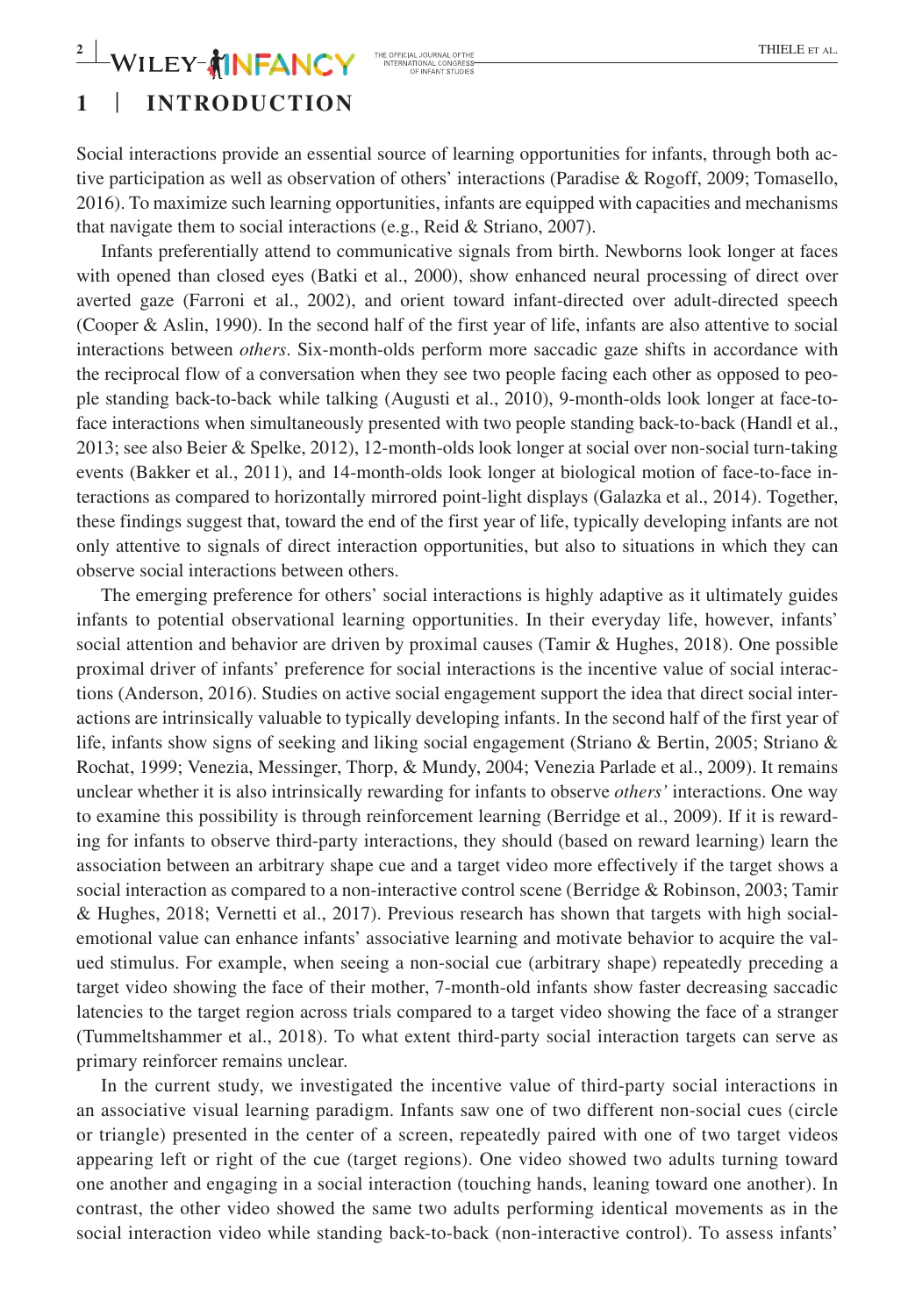## 1 | INTRODUCTION

Social interactions provide an essential source of learning opportunities for infants, through both active participation as well as observation of others' interactions (Paradise & Rogoff, 2009; Tomasello, 2016). To maximize such learning opportunities, infants are equipped with capacities and mechanisms that navigate them to social interactions (e.g., Reid & Striano, 2007).

Infants preferentially attend to communicative signals from birth. Newborns look longer at faces with opened than closed eyes (Batki et al., 2000), show enhanced neural processing of direct over averted gaze (Farroni et al., 2002), and orient toward infant-directed over adult-directed speech (Cooper & Aslin, 1990). In the second half of the first year of life, infants are also attentive to social interactions between *others*. Six-month-olds perform more saccadic gaze shifts in accordance with the reciprocal flow of a conversation when they see two people facing each other as opposed to people standing back-to-back while talking (Augusti et al., 2010), 9-month-olds look longer at face-to-face interactions when simultaneously presented with two people standing back-to-back (Handl et al., 2013; see also Beier & Spelke, 2012), 12-month-olds look longer at social over non-social turn-taking events (Bakker et al., 2011), and 14-month-olds look longer at biological motion of face-to-face interactions as compared to horizontally mirrored point-light displays (Galazka et al., 2014). Together, these findings suggest that, toward the end of the first year of life, typically developing infants are not only attentive to signals of direct interaction opportunities, but also to situations in which they can observe social interactions between others.

The emerging preference for others' social interactions is highly adaptive as it ultimately guides infants to potential observational learning opportunities. In their everyday life, however, infants' social attention and behavior are driven by proximal causes (Tamir & Hughes, 2018). One possible proximal driver of infants' preference for social interactions is the incentive value of social interactions (Anderson, 2016). Studies on active social engagement support the idea that direct social interactions are intrinsically valuable to typically developing infants. In the second half of the first year of life, infants show signs of seeking and liking social engagement (Striano & Bertin, 2005; Striano & Rochat, 1999; Venezia, Messinger, Thorp, & Mundy, 2004; Venezia Parlade et al., 2009). It remains unclear whether it is also intrinsically rewarding for infants to observe *others'* interactions. One way to examine this possibility is through reinforcement learning (Berridge et al., 2009). If it is rewarding for infants to observe third-party interactions, they should (based on reward learning) learn the association between an arbitrary shape cue and a target video more effectively if the target shows a social interaction as compared to a non-interactive control scene (Berridge & Robinson, 2003; Tamir & Hughes, 2018; Vernetti et al., 2017). Previous research has shown that targets with high social-emotional value can enhance infants' associative learning and motivate behavior to acquire the valued stimulus. For example, when seeing a non-social cue (arbitrary shape) repeatedly preceding a target video showing the face of their mother, 7-month-old infants show faster decreasing saccadic latencies to the target region across trials compared to a target video showing the face of a stranger (Tummeltshammer et al., 2018). To what extent third-party social interaction targets can serve as primary reinforcer remains unclear.

In the current study, we investigated the incentive value of third-party social interactions in an associative visual learning paradigm. Infants saw one of two different non-social cues (circle or triangle) presented in the center of a screen, repeatedly paired with one of two target videos appearing left or right of the cue (target regions). One video showed two adults turning toward one another and engaging in a social interaction (touching hands, leaning toward one another). In contrast, the other video showed the same two adults performing identical movements as in the social interaction video while standing back-to-back (non-interactive control). To assess infants'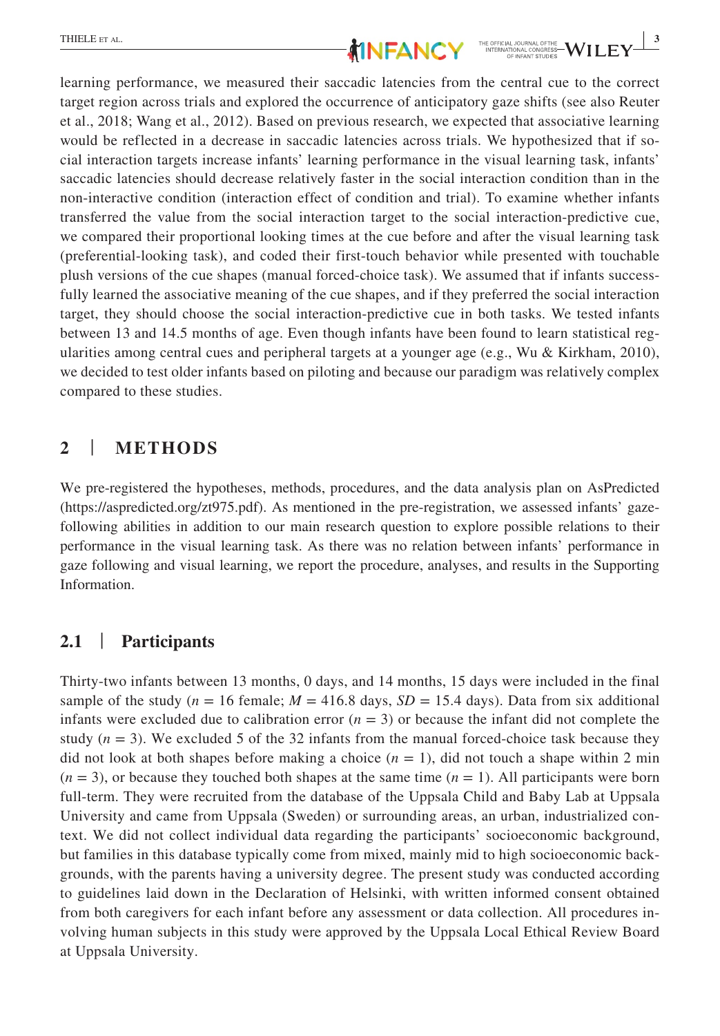learning performance, we measured their saccadic latencies from the central cue to the correct target region across trials and explored the occurrence of anticipatory gaze shifts (see also Reuter et al., 2018; Wang et al., 2012). Based on previous research, we expected that associative learning would be reflected in a decrease in saccadic latencies across trials. We hypothesized that if social interaction targets increase infants' learning performance in the visual learning task, infants' saccadic latencies should decrease relatively faster in the social interaction condition than in the non-interactive condition (interaction effect of condition and trial). To examine whether infants transferred the value from the social interaction target to the social interaction-predictive cue, we compared their proportional looking times at the cue before and after the visual learning task (preferential-looking task), and coded their first-touch behavior while presented with touchable plush versions of the cue shapes (manual forced-choice task). We assumed that if infants successfully learned the associative meaning of the cue shapes, and if they preferred the social interaction target, they should choose the social interaction-predictive cue in both tasks. We tested infants between 13 and 14.5 months of age. Even though infants have been found to learn statistical regularities among central cues and peripheral targets at a younger age (e.g., Wu & Kirkham, 2010), we decided to test older infants based on piloting and because our paradigm was relatively complex compared to these studies.

## 2 | METHODS

We pre-registered the hypotheses, methods, procedures, and the data analysis plan on AsPredicted (https://aspredicted.org/zt975.pdf). As mentioned in the pre-registration, we assessed infants' gaze-following abilities in addition to our main research question to explore possible relations to their performance in the visual learning task. As there was no relation between infants' performance in gaze following and visual learning, we report the procedure, analyses, and results in the Supporting Information.

### 2.1 | Participants

Thirty-two infants between 13 months, 0 days, and 14 months, 15 days were included in the final sample of the study ($n$ = 16 female; $M$ = 416.8 days, $SD$ = 15.4 days). Data from six additional infants were excluded due to calibration error ($n$ = 3) or because the infant did not complete the study ($n$ = 3). We excluded 5 of the 32 infants from the manual forced-choice task because they did not look at both shapes before making a choice ($n$ = 1), did not touch a shape within 2 min ($n$ = 3), or because they touched both shapes at the same time ($n$ = 1). All participants were born full-term. They were recruited from the database of the Uppsala Child and Baby Lab at Uppsala University and came from Uppsala (Sweden) or surrounding areas, an urban, industrialized context. We did not collect individual data regarding the participants' socioeconomic background, but families in this database typically come from mixed, mainly mid to high socioeconomic backgrounds, with the parents having a university degree. The present study was conducted according to guidelines laid down in the Declaration of Helsinki, with written informed consent obtained from both caregivers for each infant before any assessment or data collection. All procedures involving human subjects in this study were approved by the Uppsala Local Ethical Review Board at Uppsala University.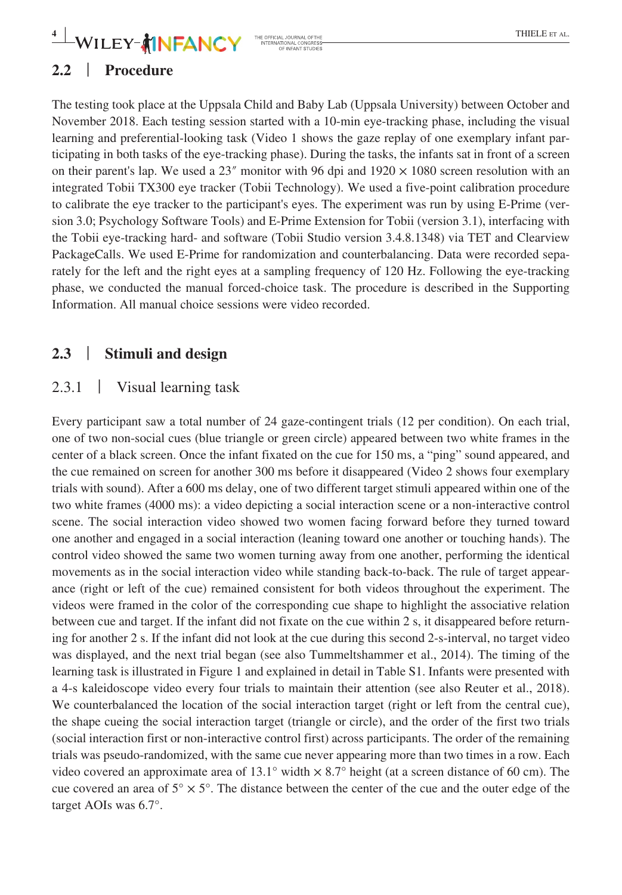## 2.2 | Procedure

The testing took place at the Uppsala Child and Baby Lab (Uppsala University) between October and November 2018. Each testing session started with a 10-min eye-tracking phase, including the visual learning and preferential-looking task (Video 1 shows the gaze replay of one exemplary infant participating in both tasks of the eye-tracking phase). During the tasks, the infants sat in front of a screen on their parent's lap. We used a 23″ monitor with 96 dpi and 1920 × 1080 screen resolution with an integrated Tobii TX300 eye tracker (Tobii Technology). We used a five-point calibration procedure to calibrate the eye tracker to the participant's eyes. The experiment was run by using E-Prime (version 3.0; Psychology Software Tools) and E-Prime Extension for Tobii (version 3.1), interfacing with the Tobii eye-tracking hard- and software (Tobii Studio version 3.4.8.1348) via TET and Clearview PackageCalls. We used E-Prime for randomization and counterbalancing. Data were recorded separately for the left and the right eyes at a sampling frequency of 120 Hz. Following the eye-tracking phase, we conducted the manual forced-choice task. The procedure is described in the Supporting Information. All manual choice sessions were video recorded.

## 2.3 | Stimuli and design

### 2.3.1 | Visual learning task

Every participant saw a total number of 24 gaze-contingent trials (12 per condition). On each trial, one of two non-social cues (blue triangle or green circle) appeared between two white frames in the center of a black screen. Once the infant fixated on the cue for 150 ms, a "ping" sound appeared, and the cue remained on screen for another 300 ms before it disappeared (Video 2 shows four exemplary trials with sound). After a 600 ms delay, one of two different target stimuli appeared within one of the two white frames (4000 ms): a video depicting a social interaction scene or a non-interactive control scene. The social interaction video showed two women facing forward before they turned toward one another and engaged in a social interaction (leaning toward one another or touching hands). The control video showed the same two women turning away from one another, performing the identical movements as in the social interaction video while standing back-to-back. The rule of target appearance (right or left of the cue) remained consistent for both videos throughout the experiment. The videos were framed in the color of the corresponding cue shape to highlight the associative relation between cue and target. If the infant did not fixate on the cue within 2 s, it disappeared before returning for another 2 s. If the infant did not look at the cue during this second 2-s-interval, no target video was displayed, and the next trial began (see also Tummeltshammer et al., 2014). The timing of the learning task is illustrated in Figure 1 and explained in detail in Table S1. Infants were presented with a 4-s kaleidoscope video every four trials to maintain their attention (see also Reuter et al., 2018). We counterbalanced the location of the social interaction target (right or left from the central cue), the shape cueing the social interaction target (triangle or circle), and the order of the first two trials (social interaction first or non-interactive control first) across participants. The order of the remaining trials was pseudo-randomized, with the same cue never appearing more than two times in a row. Each video covered an approximate area of 13.1° width × 8.7° height (at a screen distance of 60 cm). The cue covered an area of 5° × 5°. The distance between the center of the cue and the outer edge of the target AOIs was 6.7°.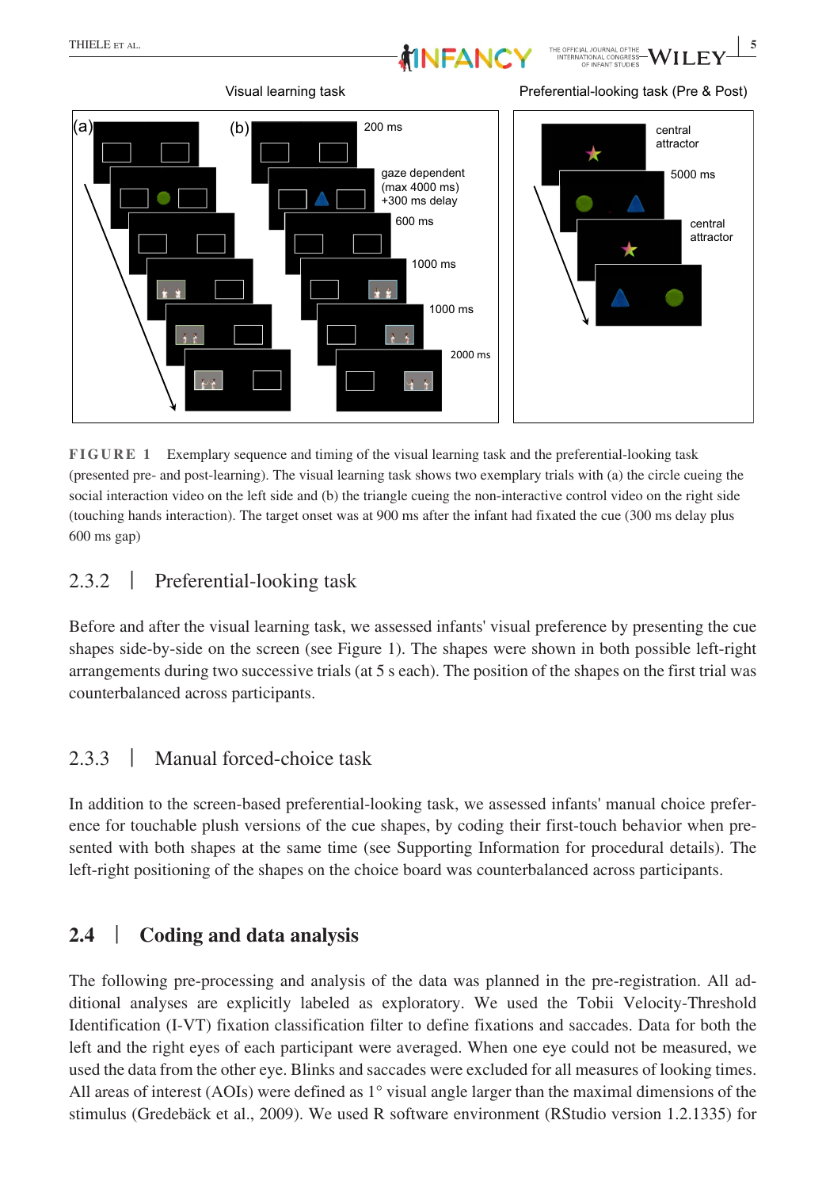FIGURE 1 Exemplary sequence and timing of the visual learning task and the preferential-looking task (presented pre- and post-learning). The visual learning task shows two exemplary trials with (a) the circle cueing the social interaction video on the left side and (b) the triangle cueing the non-interactive control video on the right side (touching hands interaction). The target onset was at 900 ms after the infant had fixated the cue (300 ms delay plus 600 ms gap)

### 2.3.2 | Preferential-looking task

Before and after the visual learning task, we assessed infants' visual preference by presenting the cue shapes side-by-side on the screen (see Figure 1). The shapes were shown in both possible left-right arrangements during two successive trials (at 5 s each). The position of the shapes on the first trial was counterbalanced across participants.

### 2.3.3 | Manual forced-choice task

In addition to the screen-based preferential-looking task, we assessed infants' manual choice preference for touchable plush versions of the cue shapes, by coding their first-touch behavior when presented with both shapes at the same time (see Supporting Information for procedural details). The left-right positioning of the shapes on the choice board was counterbalanced across participants.

## 2.4 | Coding and data analysis

The following pre-processing and analysis of the data was planned in the pre-registration. All additional analyses are explicitly labeled as exploratory. We used the Tobii Velocity-Threshold Identification (I-VT) fixation classification filter to define fixations and saccades. Data for both the left and the right eyes of each participant were averaged. When one eye could not be measured, we used the data from the other eye. Blinks and saccades were excluded for all measures of looking times. All areas of interest (AOIs) were defined as 1° visual angle larger than the maximal dimensions of the stimulus (Gredebäck et al., 2009). We used R software environment (RStudio version 1.2.1335) for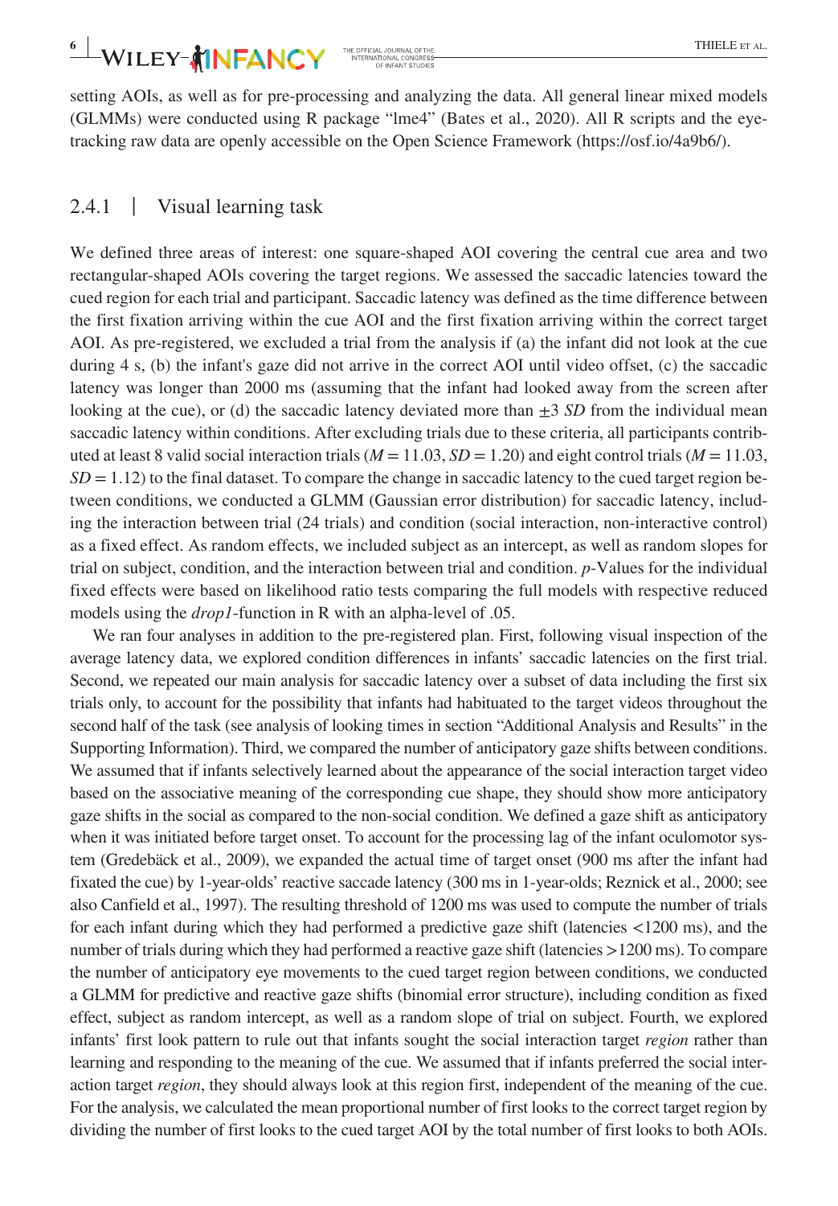setting AOIs, as well as for pre-processing and analyzing the data. All general linear mixed models (GLMMs) were conducted using R package "lme4" (Bates et al., 2020). All R scripts and the eye-tracking raw data are openly accessible on the Open Science Framework (https://osf.io/4a9b6/).

### 2.4.1 | Visual learning task

We defined three areas of interest: one square-shaped AOI covering the central cue area and two rectangular-shaped AOIs covering the target regions. We assessed the saccadic latencies toward the cued region for each trial and participant. Saccadic latency was defined as the time difference between the first fixation arriving within the cue AOI and the first fixation arriving within the correct target AOI. As pre-registered, we excluded a trial from the analysis if (a) the infant did not look at the cue during 4 s, (b) the infant's gaze did not arrive in the correct AOI until video offset, (c) the saccadic latency was longer than 2000 ms (assuming that the infant had looked away from the screen after looking at the cue), or (d) the saccadic latency deviated more than $\pm 3$ *SD* from the individual mean saccadic latency within conditions. After excluding trials due to these criteria, all participants contributed at least 8 valid social interaction trials ($M = 11.03$, $SD = 1.20$) and eight control trials ($M = 11.03$, $SD = 1.12$) to the final dataset. To compare the change in saccadic latency to the cued target region between conditions, we conducted a GLMM (Gaussian error distribution) for saccadic latency, including the interaction between trial (24 trials) and condition (social interaction, non-interactive control) as a fixed effect. As random effects, we included subject as an intercept, as well as random slopes for trial on subject, condition, and the interaction between trial and condition. *p*-Values for the individual fixed effects were based on likelihood ratio tests comparing the full models with respective reduced models using the *drop1*-function in R with an alpha-level of .05.

We ran four analyses in addition to the pre-registered plan. First, following visual inspection of the average latency data, we explored condition differences in infants' saccadic latencies on the first trial. Second, we repeated our main analysis for saccadic latency over a subset of data including the first six trials only, to account for the possibility that infants had habituated to the target videos throughout the second half of the task (see analysis of looking times in section "Additional Analysis and Results" in the Supporting Information). Third, we compared the number of anticipatory gaze shifts between conditions. We assumed that if infants selectively learned about the appearance of the social interaction target video based on the associative meaning of the corresponding cue shape, they should show more anticipatory gaze shifts in the social as compared to the non-social condition. We defined a gaze shift as anticipatory when it was initiated before target onset. To account for the processing lag of the infant oculomotor system (Gredebäck et al., 2009), we expanded the actual time of target onset (900 ms after the infant had fixated the cue) by 1-year-olds' reactive saccade latency (300 ms in 1-year-olds; Reznick et al., 2000; see also Canfield et al., 1997). The resulting threshold of 1200 ms was used to compute the number of trials for each infant during which they had performed a predictive gaze shift (latencies <1200 ms), and the number of trials during which they had performed a reactive gaze shift (latencies >1200 ms). To compare the number of anticipatory eye movements to the cued target region between conditions, we conducted a GLMM for predictive and reactive gaze shifts (binomial error structure), including condition as fixed effect, subject as random intercept, as well as a random slope of trial on subject. Fourth, we explored infants' first look pattern to rule out that infants sought the social interaction target *region* rather than learning and responding to the meaning of the cue. We assumed that if infants preferred the social interaction target *region*, they should always look at this region first, independent of the meaning of the cue. For the analysis, we calculated the mean proportional number of first looks to the correct target region by dividing the number of first looks to the cued target AOI by the total number of first looks to both AOIs.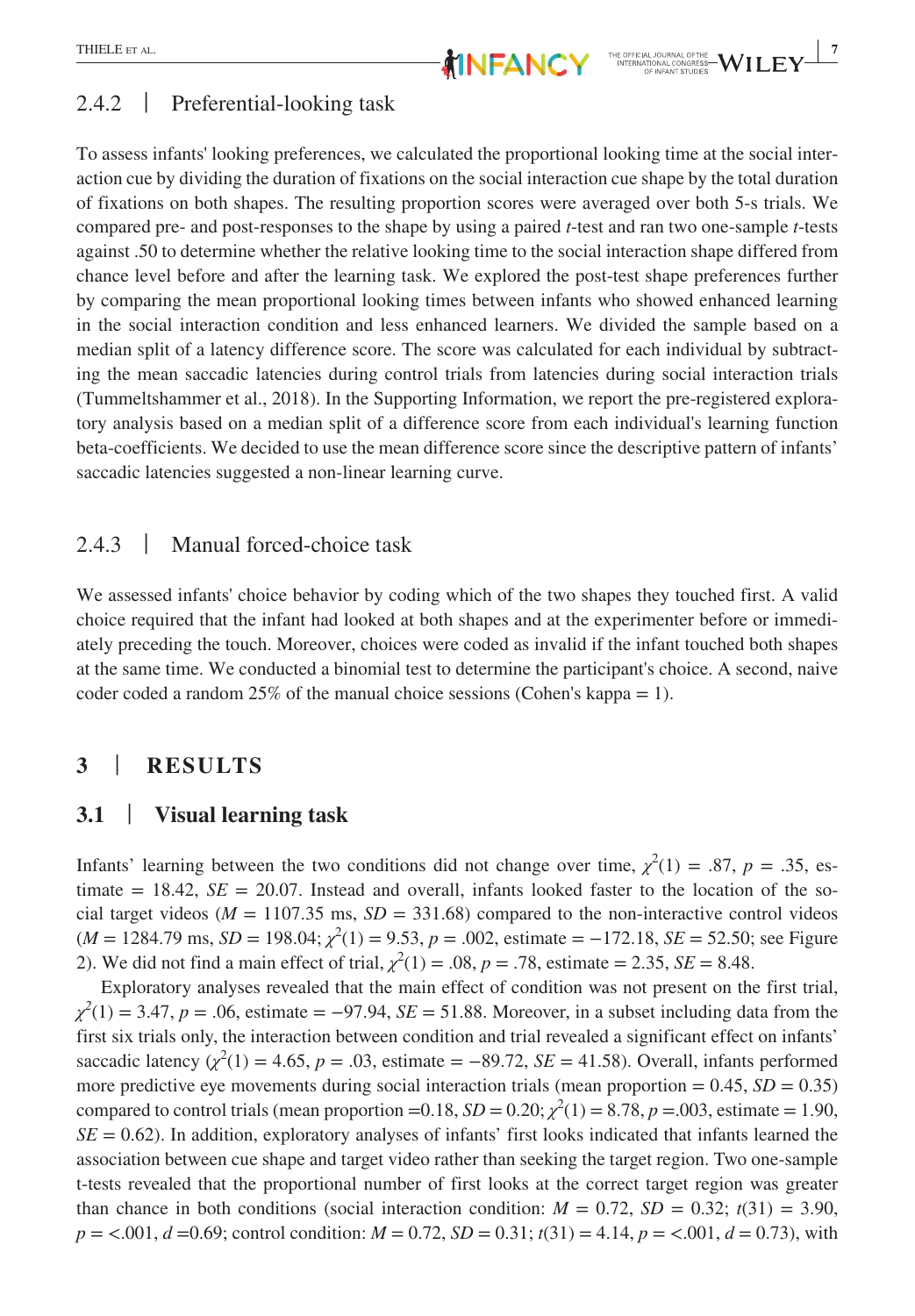### 2.4.2 | Preferential-looking task

To assess infants' looking preferences, we calculated the proportional looking time at the social interaction cue by dividing the duration of fixations on the social interaction cue shape by the total duration of fixations on both shapes. The resulting proportion scores were averaged over both 5-s trials. We compared pre- and post-responses to the shape by using a paired *t*-test and ran two one-sample *t*-tests against .50 to determine whether the relative looking time to the social interaction shape differed from chance level before and after the learning task. We explored the post-test shape preferences further by comparing the mean proportional looking times between infants who showed enhanced learning in the social interaction condition and less enhanced learners. We divided the sample based on a median split of a latency difference score. The score was calculated for each individual by subtracting the mean saccadic latencies during control trials from latencies during social interaction trials (Tummeltshammer et al., 2018). In the Supporting Information, we report the pre-registered exploratory analysis based on a median split of a difference score from each individual's learning function beta-coefficients. We decided to use the mean difference score since the descriptive pattern of infants' saccadic latencies suggested a non-linear learning curve.

### 2.4.3 | Manual forced-choice task

We assessed infants' choice behavior by coding which of the two shapes they touched first. A valid choice required that the infant had looked at both shapes and at the experimenter before or immediately preceding the touch. Moreover, choices were coded as invalid if the infant touched both shapes at the same time. We conducted a binomial test to determine the participant's choice. A second, naive coder coded a random 25% of the manual choice sessions (Cohen's kappa = 1).

## 3 | RESULTS

### 3.1 | Visual learning task

Infants' learning between the two conditions did not change over time, $\chi^2(1)$ = .87, $p$ = .35, estimate = 18.42, $SE$ = 20.07. Instead and overall, infants looked faster to the location of the social target videos ($M$ = 1107.35 ms, $SD$ = 331.68) compared to the non-interactive control videos ($M$ = 1284.79 ms, $SD$ = 198.04; $\chi^2(1)$ = 9.53, $p$ = .002, estimate = −172.18, $SE$ = 52.50; see Figure 2). We did not find a main effect of trial, $\chi^2(1)$ = .08, $p$ = .78, estimate = 2.35, $SE$ = 8.48.

Exploratory analyses revealed that the main effect of condition was not present on the first trial, $\chi^2(1)$ = 3.47, $p$ = .06, estimate = −97.94, $SE$ = 51.88. Moreover, in a subset including data from the first six trials only, the interaction between condition and trial revealed a significant effect on infants' saccadic latency ($\chi^2(1)$ = 4.65, $p$ = .03, estimate = −89.72, $SE$ = 41.58). Overall, infants performed more predictive eye movements during social interaction trials (mean proportion = 0.45, $SD$ = 0.35) compared to control trials (mean proportion =0.18, $SD$ = 0.20; $\chi^2(1)$ = 8.78, $p$ =.003, estimate = 1.90, $SE$ = 0.62). In addition, exploratory analyses of infants' first looks indicated that infants learned the association between cue shape and target video rather than seeking the target region. Two one-sample t-tests revealed that the proportional number of first looks at the correct target region was greater than chance in both conditions (social interaction condition: $M$ = 0.72, $SD$ = 0.32; $t(31)$ = 3.90, $p$ = <.001, $d$ =0.69; control condition: $M$ = 0.72, $SD$ = 0.31; $t(31)$ = 4.14, $p$ = <.001, $d$ = 0.73), with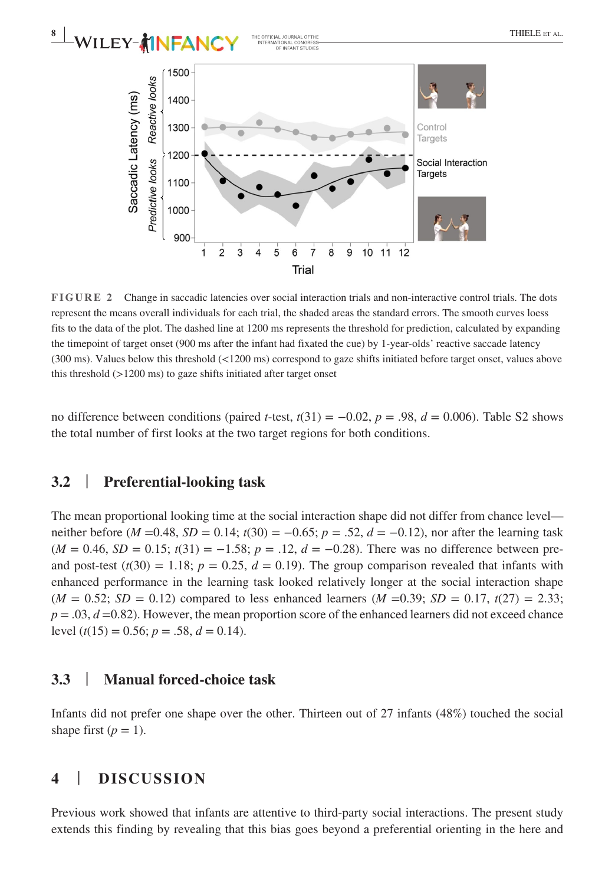**FIGURE 2** Change in saccadic latencies over social interaction trials and non-interactive control trials. The dots represent the means overall individuals for each trial, the shaded areas the standard errors. The smooth curves loess fits to the data of the plot. The dashed line at 1200 ms represents the threshold for prediction, calculated by expanding the timepoint of target onset (900 ms after the infant had fixated the cue) by 1-year-olds' reactive saccade latency (300 ms). Values below this threshold (<1200 ms) correspond to gaze shifts initiated before target onset, values above this threshold (>1200 ms) to gaze shifts initiated after target onset

no difference between conditions (paired *t*-test, $t(31) = -0.02$, $p = .98$, $d = 0.006$). Table S2 shows the total number of first looks at the two target regions for both conditions.

## 3.2 | Preferential-looking task

The mean proportional looking time at the social interaction shape did not differ from chance level—neither before ($M = 0.48$, $SD = 0.14$; $t(30) = -0.65$; $p = .52$, $d = -0.12$), nor after the learning task ($M = 0.46$, $SD = 0.15$; $t(31) = -1.58$; $p = .12$, $d = -0.28$). There was no difference between pre- and post-test ($t(30) = 1.18$; $p = 0.25$, $d = 0.19$). The group comparison revealed that infants with enhanced performance in the learning task looked relatively longer at the social interaction shape ($M = 0.52$; $SD = 0.12$) compared to less enhanced learners ($M = 0.39$; $SD = 0.17$, $t(27) = 2.33$; $p = .03$, $d = 0.82$). However, the mean proportion score of the enhanced learners did not exceed chance level ($t(15) = 0.56$; $p = .58$, $d = 0.14$).

## 3.3 | Manual forced-choice task

Infants did not prefer one shape over the other. Thirteen out of 27 infants (48%) touched the social shape first ($p = 1$).

# 4 | DISCUSSION

Previous work showed that infants are attentive to third-party social interactions. The present study extends this finding by revealing that this bias goes beyond a preferential orienting in the here and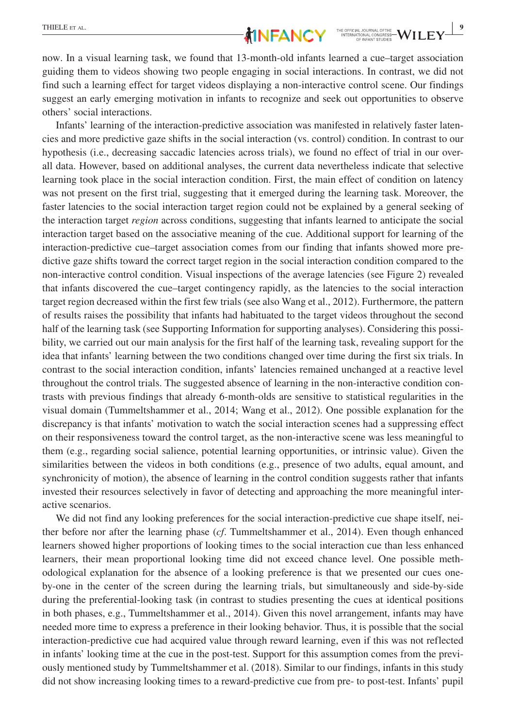now. In a visual learning task, we found that 13-month-old infants learned a cue–target association guiding them to videos showing two people engaging in social interactions. In contrast, we did not find such a learning effect for target videos displaying a non-interactive control scene. Our findings suggest an early emerging motivation in infants to recognize and seek out opportunities to observe others' social interactions.

Infants' learning of the interaction-predictive association was manifested in relatively faster latencies and more predictive gaze shifts in the social interaction (vs. control) condition. In contrast to our hypothesis (i.e., decreasing saccadic latencies across trials), we found no effect of trial in our overall data. However, based on additional analyses, the current data nevertheless indicate that selective learning took place in the social interaction condition. First, the main effect of condition on latency was not present on the first trial, suggesting that it emerged during the learning task. Moreover, the faster latencies to the social interaction target region could not be explained by a general seeking of the interaction target *region* across conditions, suggesting that infants learned to anticipate the social interaction target based on the associative meaning of the cue. Additional support for learning of the interaction-predictive cue–target association comes from our finding that infants showed more predictive gaze shifts toward the correct target region in the social interaction condition compared to the non-interactive control condition. Visual inspections of the average latencies (see Figure 2) revealed that infants discovered the cue–target contingency rapidly, as the latencies to the social interaction target region decreased within the first few trials (see also Wang et al., 2012). Furthermore, the pattern of results raises the possibility that infants had habituated to the target videos throughout the second half of the learning task (see Supporting Information for supporting analyses). Considering this possibility, we carried out our main analysis for the first half of the learning task, revealing support for the idea that infants' learning between the two conditions changed over time during the first six trials. In contrast to the social interaction condition, infants' latencies remained unchanged at a reactive level throughout the control trials. The suggested absence of learning in the non-interactive condition contrasts with previous findings that already 6-month-olds are sensitive to statistical regularities in the visual domain (Tummeltshammer et al., 2014; Wang et al., 2012). One possible explanation for the discrepancy is that infants' motivation to watch the social interaction scenes had a suppressing effect on their responsiveness toward the control target, as the non-interactive scene was less meaningful to them (e.g., regarding social salience, potential learning opportunities, or intrinsic value). Given the similarities between the videos in both conditions (e.g., presence of two adults, equal amount, and synchronicity of motion), the absence of learning in the control condition suggests rather that infants invested their resources selectively in favor of detecting and approaching the more meaningful interactive scenarios.

We did not find any looking preferences for the social interaction-predictive cue shape itself, neither before nor after the learning phase (*cf*. Tummeltshammer et al., 2014). Even though enhanced learners showed higher proportions of looking times to the social interaction cue than less enhanced learners, their mean proportional looking time did not exceed chance level. One possible methodological explanation for the absence of a looking preference is that we presented our cues one-by-one in the center of the screen during the learning trials, but simultaneously and side-by-side during the preferential-looking task (in contrast to studies presenting the cues at identical positions in both phases, e.g., Tummeltshammer et al., 2014). Given this novel arrangement, infants may have needed more time to express a preference in their looking behavior. Thus, it is possible that the social interaction-predictive cue had acquired value through reward learning, even if this was not reflected in infants' looking time at the cue in the post-test. Support for this assumption comes from the previously mentioned study by Tummeltshammer et al. (2018). Similar to our findings, infants in this study did not show increasing looking times to a reward-predictive cue from pre- to post-test. Infants' pupil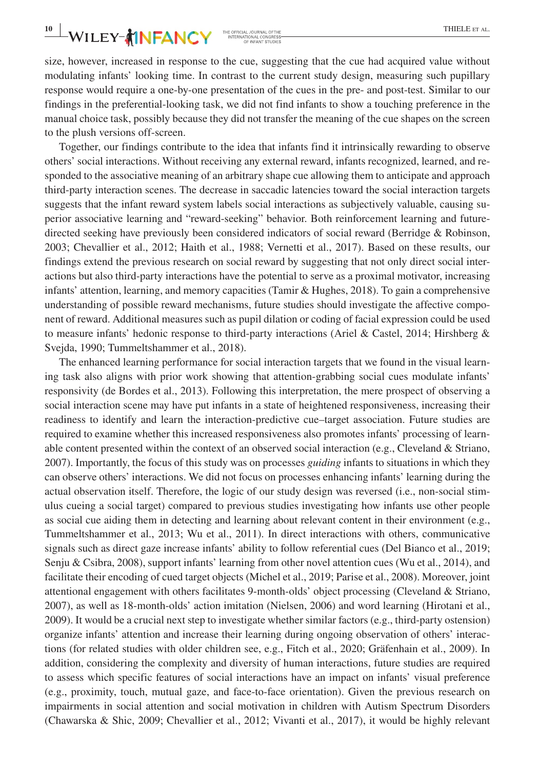size, however, increased in response to the cue, suggesting that the cue had acquired value without modulating infants' looking time. In contrast to the current study design, measuring such pupillary response would require a one-by-one presentation of the cues in the pre- and post-test. Similar to our findings in the preferential-looking task, we did not find infants to show a touching preference in the manual choice task, possibly because they did not transfer the meaning of the cue shapes on the screen to the plush versions off-screen.

Together, our findings contribute to the idea that infants find it intrinsically rewarding to observe others' social interactions. Without receiving any external reward, infants recognized, learned, and responded to the associative meaning of an arbitrary shape cue allowing them to anticipate and approach third-party interaction scenes. The decrease in saccadic latencies toward the social interaction targets suggests that the infant reward system labels social interactions as subjectively valuable, causing superior associative learning and "reward-seeking" behavior. Both reinforcement learning and future-directed seeking have previously been considered indicators of social reward (Berridge & Robinson, 2003; Chevallier et al., 2012; Haith et al., 1988; Vernetti et al., 2017). Based on these results, our findings extend the previous research on social reward by suggesting that not only direct social interactions but also third-party interactions have the potential to serve as a proximal motivator, increasing infants' attention, learning, and memory capacities (Tamir & Hughes, 2018). To gain a comprehensive understanding of possible reward mechanisms, future studies should investigate the affective component of reward. Additional measures such as pupil dilation or coding of facial expression could be used to measure infants' hedonic response to third-party interactions (Ariel & Castel, 2014; Hirshberg & Svejda, 1990; Tummeltshammer et al., 2018).

The enhanced learning performance for social interaction targets that we found in the visual learning task also aligns with prior work showing that attention-grabbing social cues modulate infants' responsivity (de Bordes et al., 2013). Following this interpretation, the mere prospect of observing a social interaction scene may have put infants in a state of heightened responsiveness, increasing their readiness to identify and learn the interaction-predictive cue–target association. Future studies are required to examine whether this increased responsiveness also promotes infants' processing of learnable content presented within the context of an observed social interaction (e.g., Cleveland & Striano, 2007). Importantly, the focus of this study was on processes *guiding* infants to situations in which they can observe others' interactions. We did not focus on processes enhancing infants' learning during the actual observation itself. Therefore, the logic of our study design was reversed (i.e., non-social stimulus cueing a social target) compared to previous studies investigating how infants use other people as social cue aiding them in detecting and learning about relevant content in their environment (e.g., Tummeltshammer et al., 2013; Wu et al., 2011). In direct interactions with others, communicative signals such as direct gaze increase infants' ability to follow referential cues (Del Bianco et al., 2019; Senju & Csibra, 2008), support infants' learning from other novel attention cues (Wu et al., 2014), and facilitate their encoding of cued target objects (Michel et al., 2019; Parise et al., 2008). Moreover, joint attentional engagement with others facilitates 9-month-olds' object processing (Cleveland & Striano, 2007), as well as 18-month-olds' action imitation (Nielsen, 2006) and word learning (Hirotani et al., 2009). It would be a crucial next step to investigate whether similar factors (e.g., third-party ostension) organize infants' attention and increase their learning during ongoing observation of others' interactions (for related studies with older children see, e.g., Fitch et al., 2020; Gräfenhain et al., 2009). In addition, considering the complexity and diversity of human interactions, future studies are required to assess which specific features of social interactions have an impact on infants' visual preference (e.g., proximity, touch, mutual gaze, and face-to-face orientation). Given the previous research on impairments in social attention and social motivation in children with Autism Spectrum Disorders (Chawarska & Shic, 2009; Chevallier et al., 2012; Vivanti et al., 2017), it would be highly relevant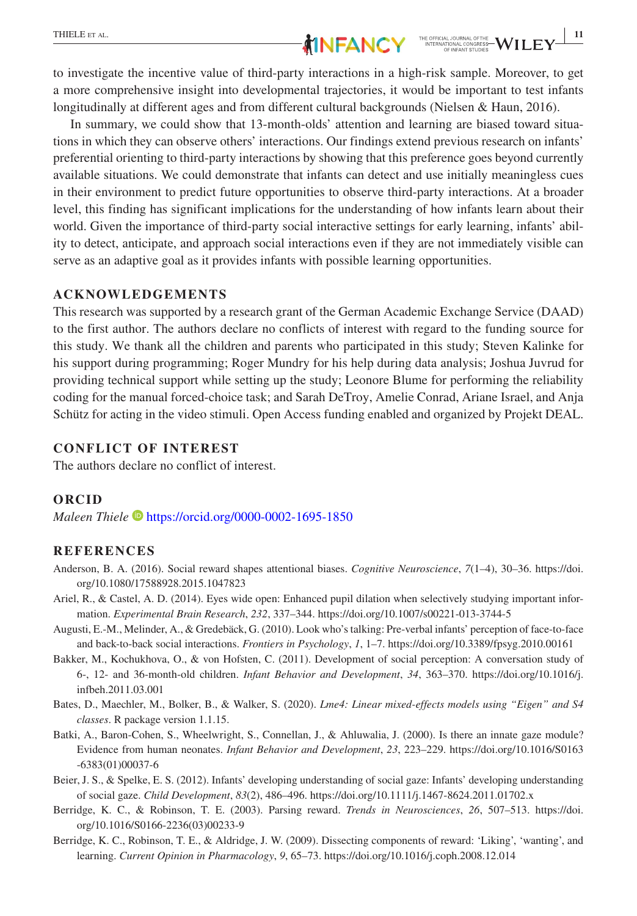to investigate the incentive value of third-party interactions in a high-risk sample. Moreover, to get a more comprehensive insight into developmental trajectories, it would be important to test infants longitudinally at different ages and from different cultural backgrounds (Nielsen & Haun, 2016).

In summary, we could show that 13-month-olds' attention and learning are biased toward situations in which they can observe others' interactions. Our findings extend previous research on infants' preferential orienting to third-party interactions by showing that this preference goes beyond currently available situations. We could demonstrate that infants can detect and use initially meaningless cues in their environment to predict future opportunities to observe third-party interactions. At a broader level, this finding has significant implications for the understanding of how infants learn about their world. Given the importance of third-party social interactive settings for early learning, infants' ability to detect, anticipate, and approach social interactions even if they are not immediately visible can serve as an adaptive goal as it provides infants with possible learning opportunities.

## ACKNOWLEDGEMENTS

This research was supported by a research grant of the German Academic Exchange Service (DAAD) to the first author. The authors declare no conflicts of interest with regard to the funding source for this study. We thank all the children and parents who participated in this study; Steven Kalinke for his support during programming; Roger Mundry for his help during data analysis; Joshua Juvrud for providing technical support while setting up the study; Leonore Blume for performing the reliability coding for the manual forced-choice task; and Sarah DeTroy, Amelie Conrad, Ariane Israel, and Anja Schütz for acting in the video stimuli. Open Access funding enabled and organized by Projekt DEAL.

## CONFLICT OF INTEREST

The authors declare no conflict of interest.

## ORCID

*Maleen Thiele* https://orcid.org/0000-0002-1695-1850

## REFERENCES

Anderson, B. A. (2016). Social reward shapes attentional biases. *Cognitive Neuroscience*, *7*(1–4), 30–36. https://doi.org/10.1080/17588928.2015.1047823

Ariel, R., & Castel, A. D. (2014). Eyes wide open: Enhanced pupil dilation when selectively studying important information. *Experimental Brain Research*, *232*, 337–344. https://doi.org/10.1007/s00221-013-3744-5

Augusti, E.-M., Melinder, A., & Gredebäck, G. (2010). Look who's talking: Pre-verbal infants' perception of face-to-face and back-to-back social interactions. *Frontiers in Psychology*, *1*, 1–7. https://doi.org/10.3389/fpsyg.2010.00161

Bakker, M., Kochukhova, O., & von Hofsten, C. (2011). Development of social perception: A conversation study of 6-, 12- and 36-month-old children. *Infant Behavior and Development*, *34*, 363–370. https://doi.org/10.1016/j.infbeh.2011.03.001

Bates, D., Maechler, M., Bolker, B., & Walker, S. (2020). *Lme4: Linear mixed-effects models using "Eigen" and S4 classes*. R package version 1.1.15.

Batki, A., Baron-Cohen, S., Wheelwright, S., Connellan, J., & Ahluwalia, J. (2000). Is there an innate gaze module? Evidence from human neonates. *Infant Behavior and Development*, *23*, 223–229. https://doi.org/10.1016/S0163-6383(01)00037-6

Beier, J. S., & Spelke, E. S. (2012). Infants' developing understanding of social gaze: Infants' developing understanding of social gaze. *Child Development*, *83*(2), 486–496. https://doi.org/10.1111/j.1467-8624.2011.01702.x

Berridge, K. C., & Robinson, T. E. (2003). Parsing reward. *Trends in Neurosciences*, *26*, 507–513. https://doi.org/10.1016/S0166-2236(03)00233-9

Berridge, K. C., Robinson, T. E., & Aldridge, J. W. (2009). Dissecting components of reward: 'Liking', 'wanting', and learning. *Current Opinion in Pharmacology*, *9*, 65–73. https://doi.org/10.1016/j.coph.2008.12.014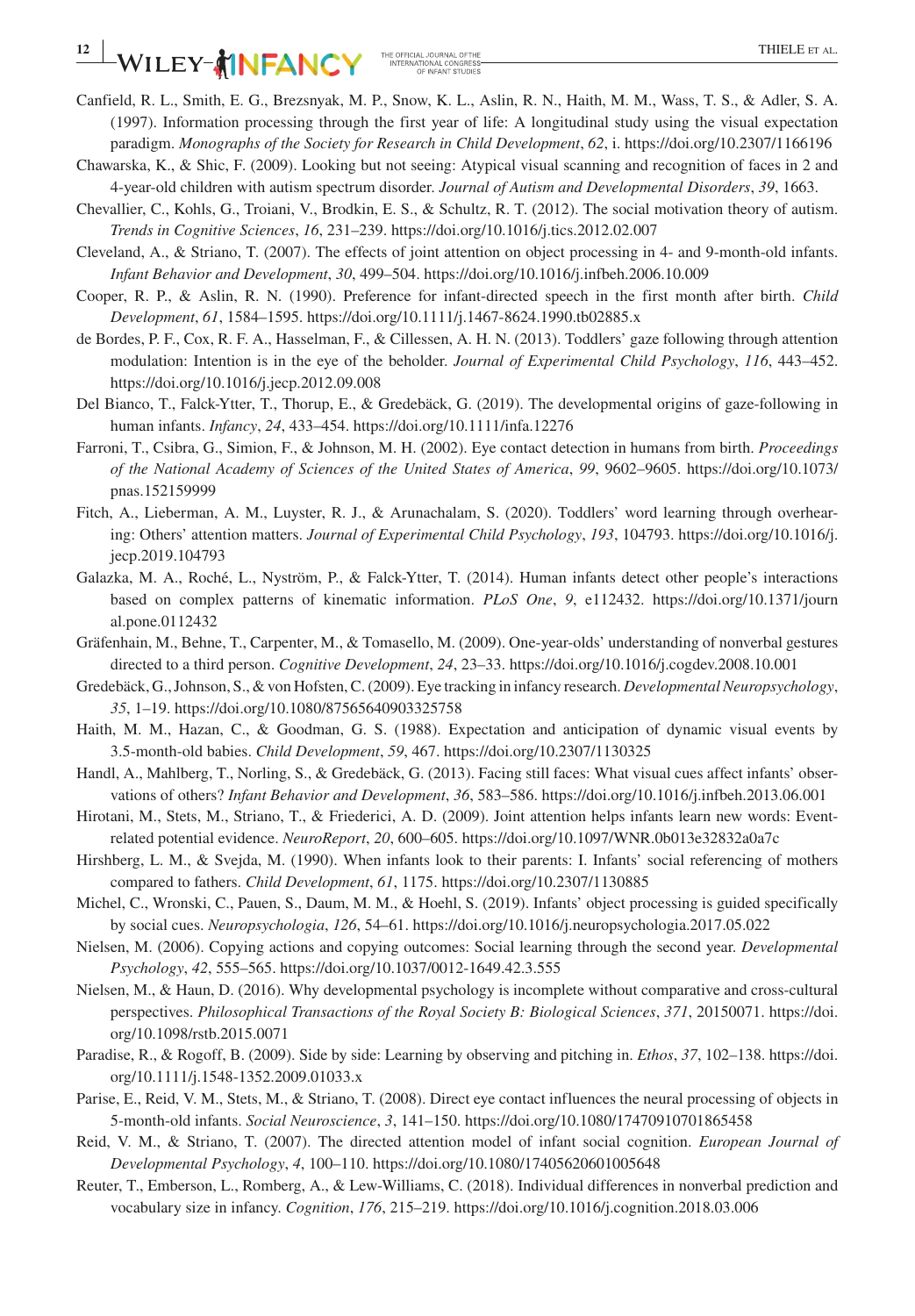Canfield, R. L., Smith, E. G., Brezsnyak, M. P., Snow, K. L., Aslin, R. N., Haith, M. M., Wass, T. S., & Adler, S. A. (1997). Information processing through the first year of life: A longitudinal study using the visual expectation paradigm. *Monographs of the Society for Research in Child Development*, *62*, i. https://doi.org/10.2307/1166196

Chawarska, K., & Shic, F. (2009). Looking but not seeing: Atypical visual scanning and recognition of faces in 2 and 4-year-old children with autism spectrum disorder. *Journal of Autism and Developmental Disorders*, *39*, 1663.

Chevallier, C., Kohls, G., Troiani, V., Brodkin, E. S., & Schultz, R. T. (2012). The social motivation theory of autism. *Trends in Cognitive Sciences*, *16*, 231–239. https://doi.org/10.1016/j.tics.2012.02.007

Cleveland, A., & Striano, T. (2007). The effects of joint attention on object processing in 4- and 9-month-old infants. *Infant Behavior and Development*, *30*, 499–504. https://doi.org/10.1016/j.infbeh.2006.10.009

Cooper, R. P., & Aslin, R. N. (1990). Preference for infant-directed speech in the first month after birth. *Child Development*, *61*, 1584–1595. https://doi.org/10.1111/j.1467-8624.1990.tb02885.x

de Bordes, P. F., Cox, R. F. A., Hasselman, F., & Cillessen, A. H. N. (2013). Toddlers' gaze following through attention modulation: Intention is in the eye of the beholder. *Journal of Experimental Child Psychology*, *116*, 443–452. https://doi.org/10.1016/j.jecp.2012.09.008

Del Bianco, T., Falck-Ytter, T., Thorup, E., & Gredebäck, G. (2019). The developmental origins of gaze-following in human infants. *Infancy*, *24*, 433–454. https://doi.org/10.1111/infa.12276

Farroni, T., Csibra, G., Simion, F., & Johnson, M. H. (2002). Eye contact detection in humans from birth. *Proceedings of the National Academy of Sciences of the United States of America*, *99*, 9602–9605. https://doi.org/10.1073/pnas.152159999

Fitch, A., Lieberman, A. M., Luyster, R. J., & Arunachalam, S. (2020). Toddlers' word learning through overhearing: Others' attention matters. *Journal of Experimental Child Psychology*, *193*, 104793. https://doi.org/10.1016/j.jecp.2019.104793

Galazka, M. A., Roché, L., Nyström, P., & Falck-Ytter, T. (2014). Human infants detect other people's interactions based on complex patterns of kinematic information. *PLoS One*, *9*, e112432. https://doi.org/10.1371/journal.pone.0112432

Gräfenhain, M., Behne, T., Carpenter, M., & Tomasello, M. (2009). One-year-olds' understanding of nonverbal gestures directed to a third person. *Cognitive Development*, *24*, 23–33. https://doi.org/10.1016/j.cogdev.2008.10.001

Gredebäck, G., Johnson, S., & von Hofsten, C. (2009). Eye tracking in infancy research. *Developmental Neuropsychology*, *35*, 1–19. https://doi.org/10.1080/87565640903325758

Haith, M. M., Hazan, C., & Goodman, G. S. (1988). Expectation and anticipation of dynamic visual events by 3.5-month-old babies. *Child Development*, *59*, 467. https://doi.org/10.2307/1130325

Handl, A., Mahlberg, T., Norling, S., & Gredebäck, G. (2013). Facing still faces: What visual cues affect infants' observations of others? *Infant Behavior and Development*, *36*, 583–586. https://doi.org/10.1016/j.infbeh.2013.06.001

Hirotani, M., Stets, M., Striano, T., & Friederici, A. D. (2009). Joint attention helps infants learn new words: Event-related potential evidence. *NeuroReport*, *20*, 600–605. https://doi.org/10.1097/WNR.0b013e32832a0a7c

Hirshberg, L. M., & Svejda, M. (1990). When infants look to their parents: I. Infants' social referencing of mothers compared to fathers. *Child Development*, *61*, 1175. https://doi.org/10.2307/1130885

Michel, C., Wronski, C., Pauen, S., Daum, M. M., & Hoehl, S. (2019). Infants' object processing is guided specifically by social cues. *Neuropsychologia*, *126*, 54–61. https://doi.org/10.1016/j.neuropsychologia.2017.05.022

Nielsen, M. (2006). Copying actions and copying outcomes: Social learning through the second year. *Developmental Psychology*, *42*, 555–565. https://doi.org/10.1037/0012-1649.42.3.555

Nielsen, M., & Haun, D. (2016). Why developmental psychology is incomplete without comparative and cross-cultural perspectives. *Philosophical Transactions of the Royal Society B: Biological Sciences*, *371*, 20150071. https://doi.org/10.1098/rstb.2015.0071

Paradise, R., & Rogoff, B. (2009). Side by side: Learning by observing and pitching in. *Ethos*, *37*, 102–138. https://doi.org/10.1111/j.1548-1352.2009.01033.x

Parise, E., Reid, V. M., Stets, M., & Striano, T. (2008). Direct eye contact influences the neural processing of objects in 5-month-old infants. *Social Neuroscience*, *3*, 141–150. https://doi.org/10.1080/17470910701865458

Reid, V. M., & Striano, T. (2007). The directed attention model of infant social cognition. *European Journal of Developmental Psychology*, *4*, 100–110. https://doi.org/10.1080/17405620601005648

Reuter, T., Emberson, L., Romberg, A., & Lew-Williams, C. (2018). Individual differences in nonverbal prediction and vocabulary size in infancy. *Cognition*, *176*, 215–219. https://doi.org/10.1016/j.cognition.2018.03.006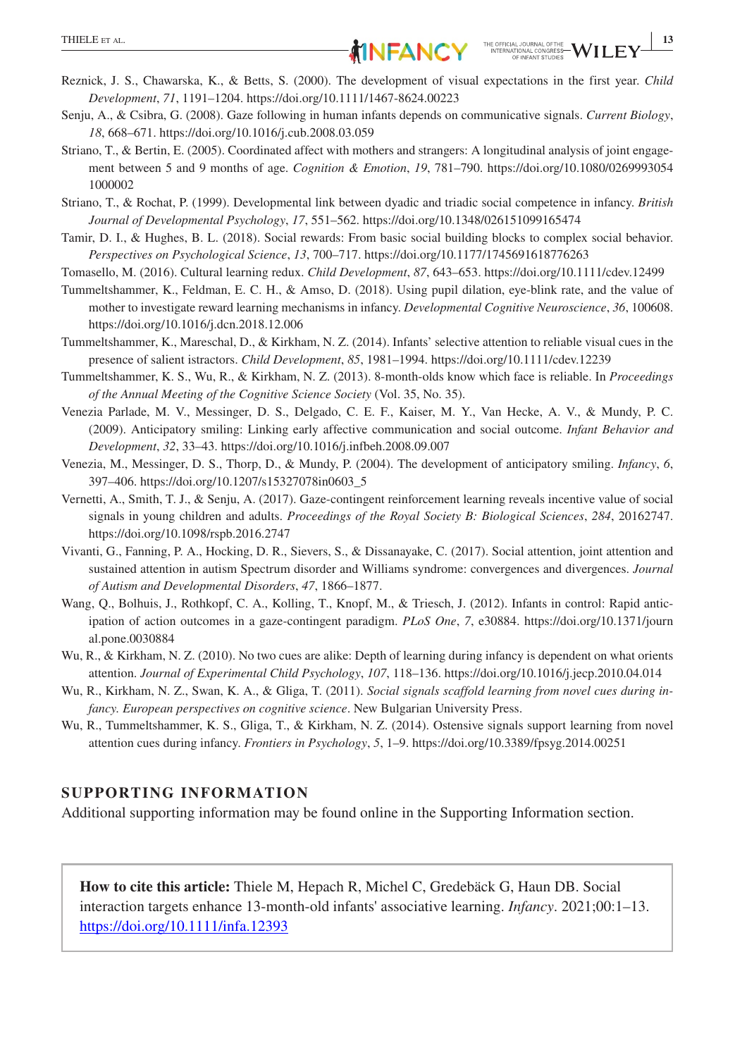Reznick, J. S., Chawarska, K., & Betts, S. (2000). The development of visual expectations in the first year. *Child Development*, *71*, 1191–1204. https://doi.org/10.1111/1467-8624.00223

Senju, A., & Csibra, G. (2008). Gaze following in human infants depends on communicative signals. *Current Biology*, *18*, 668–671. https://doi.org/10.1016/j.cub.2008.03.059

Striano, T., & Bertin, E. (2005). Coordinated affect with mothers and strangers: A longitudinal analysis of joint engagement between 5 and 9 months of age. *Cognition & Emotion*, *19*, 781–790. https://doi.org/10.1080/02699930541000002

Striano, T., & Rochat, P. (1999). Developmental link between dyadic and triadic social competence in infancy. *British Journal of Developmental Psychology*, *17*, 551–562. https://doi.org/10.1348/026151099165474

Tamir, D. I., & Hughes, B. L. (2018). Social rewards: From basic social building blocks to complex social behavior. *Perspectives on Psychological Science*, *13*, 700–717. https://doi.org/10.1177/1745691618776263

Tomasello, M. (2016). Cultural learning redux. *Child Development*, *87*, 643–653. https://doi.org/10.1111/cdev.12499

Tummeltshammer, K., Feldman, E. C. H., & Amso, D. (2018). Using pupil dilation, eye-blink rate, and the value of mother to investigate reward learning mechanisms in infancy. *Developmental Cognitive Neuroscience*, *36*, 100608. https://doi.org/10.1016/j.dcn.2018.12.006

Tummeltshammer, K., Mareschal, D., & Kirkham, N. Z. (2014). Infants' selective attention to reliable visual cues in the presence of salient istractors. *Child Development*, *85*, 1981–1994. https://doi.org/10.1111/cdev.12239

Tummeltshammer, K. S., Wu, R., & Kirkham, N. Z. (2013). 8-month-olds know which face is reliable. In *Proceedings of the Annual Meeting of the Cognitive Science Society* (Vol. 35, No. 35).

Venezia Parlade, M. V., Messinger, D. S., Delgado, C. E. F., Kaiser, M. Y., Van Hecke, A. V., & Mundy, P. C. (2009). Anticipatory smiling: Linking early affective communication and social outcome. *Infant Behavior and Development*, *32*, 33–43. https://doi.org/10.1016/j.infbeh.2008.09.007

Venezia, M., Messinger, D. S., Thorp, D., & Mundy, P. (2004). The development of anticipatory smiling. *Infancy*, *6*, 397–406. https://doi.org/10.1207/s15327078in0603_5

Vernetti, A., Smith, T. J., & Senju, A. (2017). Gaze-contingent reinforcement learning reveals incentive value of social signals in young children and adults. *Proceedings of the Royal Society B: Biological Sciences*, *284*, 20162747. https://doi.org/10.1098/rspb.2016.2747

Vivanti, G., Fanning, P. A., Hocking, D. R., Sievers, S., & Dissanayake, C. (2017). Social attention, joint attention and sustained attention in autism Spectrum disorder and Williams syndrome: convergences and divergences. *Journal of Autism and Developmental Disorders*, *47*, 1866–1877.

Wang, Q., Bolhuis, J., Rothkopf, C. A., Kolling, T., Knopf, M., & Triesch, J. (2012). Infants in control: Rapid anticipation of action outcomes in a gaze-contingent paradigm. *PLoS One*, *7*, e30884. https://doi.org/10.1371/journal.pone.0030884

Wu, R., & Kirkham, N. Z. (2010). No two cues are alike: Depth of learning during infancy is dependent on what orients attention. *Journal of Experimental Child Psychology*, *107*, 118–136. https://doi.org/10.1016/j.jecp.2010.04.014

Wu, R., Kirkham, N. Z., Swan, K. A., & Gliga, T. (2011). *Social signals scaffold learning from novel cues during infancy. European perspectives on cognitive science*. New Bulgarian University Press.

Wu, R., Tummeltshammer, K. S., Gliga, T., & Kirkham, N. Z. (2014). Ostensive signals support learning from novel attention cues during infancy. *Frontiers in Psychology*, *5*, 1–9. https://doi.org/10.3389/fpsyg.2014.00251

## SUPPORTING INFORMATION

Additional supporting information may be found online in the Supporting Information section.

**How to cite this article:** Thiele M, Hepach R, Michel C, Gredebäck G, Haun DB. Social interaction targets enhance 13-month-old infants' associative learning. *Infancy*. 2021;00:1–13. https://doi.org/10.1111/infa.12393